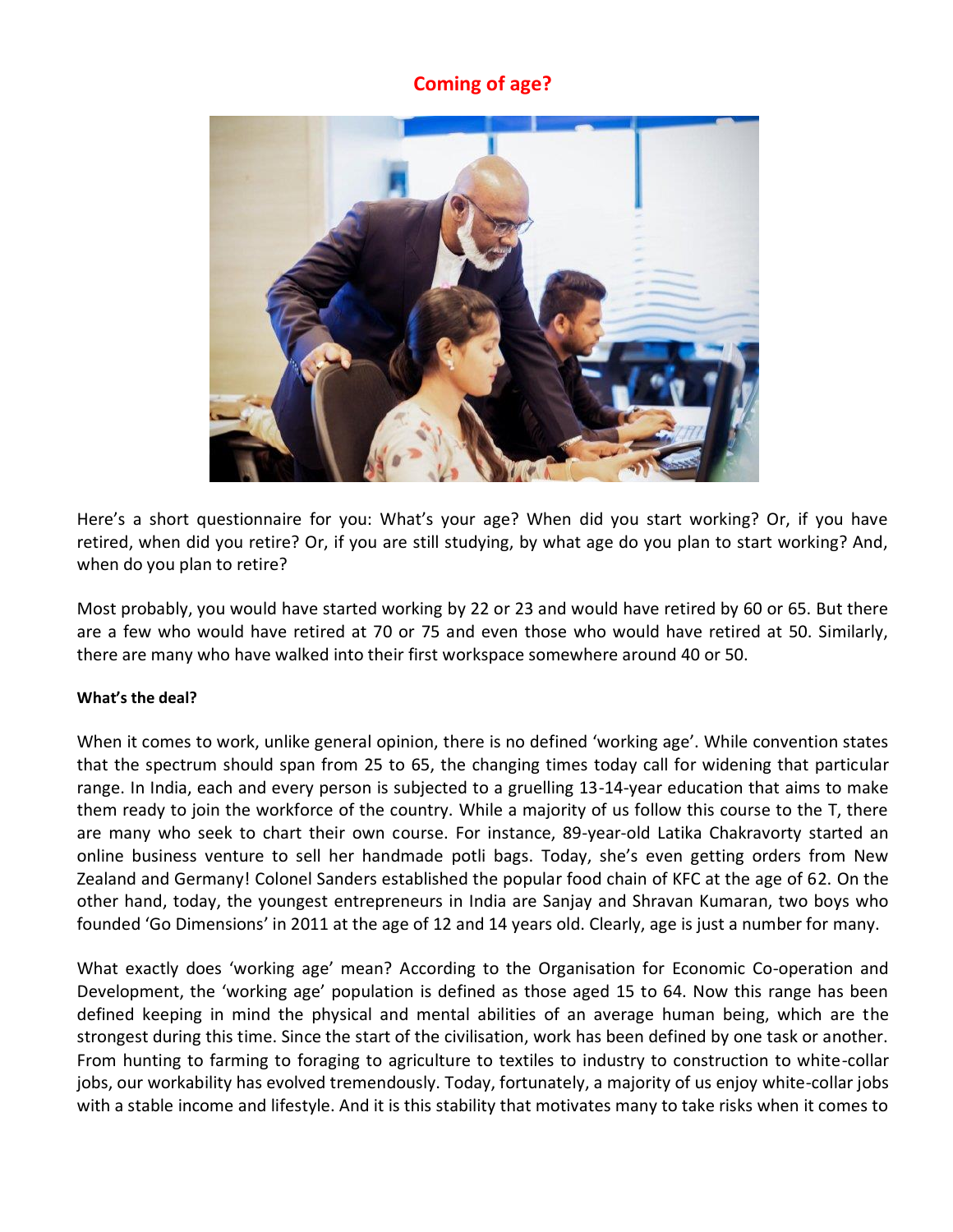# Coming of age?

Here's a short questionnaire for you: What's your age? When did you start working? Or, if you have retired, when did you retire? Or, if you are still studying, by what age do you plan to start working? And, when do you plan to retire?

Most probably, you would have started working by 22 or 23 and would have retired by 60 or 65. But there are a few who would have retired at 70 or 75 and even those who would have retired at 50. Similarly, there are many who have walked into their first workspace somewhere around 40 or 50.

**What's the deal?**

When it comes to work, unlike general opinion, there is no defined 'working age'. While convention states that the spectrum should span from 25 to 65, the changing times today call for widening that particular range. In India, each and every person is subjected to a gruelling 13-14-year education that aims to make them ready to join the workforce of the country. While a majority of us follow this course to the T, there are many who seek to chart their own course. For instance, 89-year-old Latika Chakravorty started an online business venture to sell her handmade potli bags. Today, she's even getting orders from New Zealand and Germany! Colonel Sanders established the popular food chain of KFC at the age of 62. On the other hand, today, the youngest entrepreneurs in India are Sanjay and Shravan Kumaran, two boys who founded 'Go Dimensions' in 2011 at the age of 12 and 14 years old. Clearly, age is just a number for many.

What exactly does 'working age' mean? According to the Organisation for Economic Co-operation and Development, the 'working age' population is defined as those aged 15 to 64. Now this range has been defined keeping in mind the physical and mental abilities of an average human being, which are the strongest during this time. Since the start of the civilisation, work has been defined by one task or another. From hunting to farming to foraging to agriculture to textiles to industry to construction to white-collar jobs, our workability has evolved tremendously. Today, fortunately, a majority of us enjoy white-collar jobs with a stable income and lifestyle. And it is this stability that motivates many to take risks when it comes to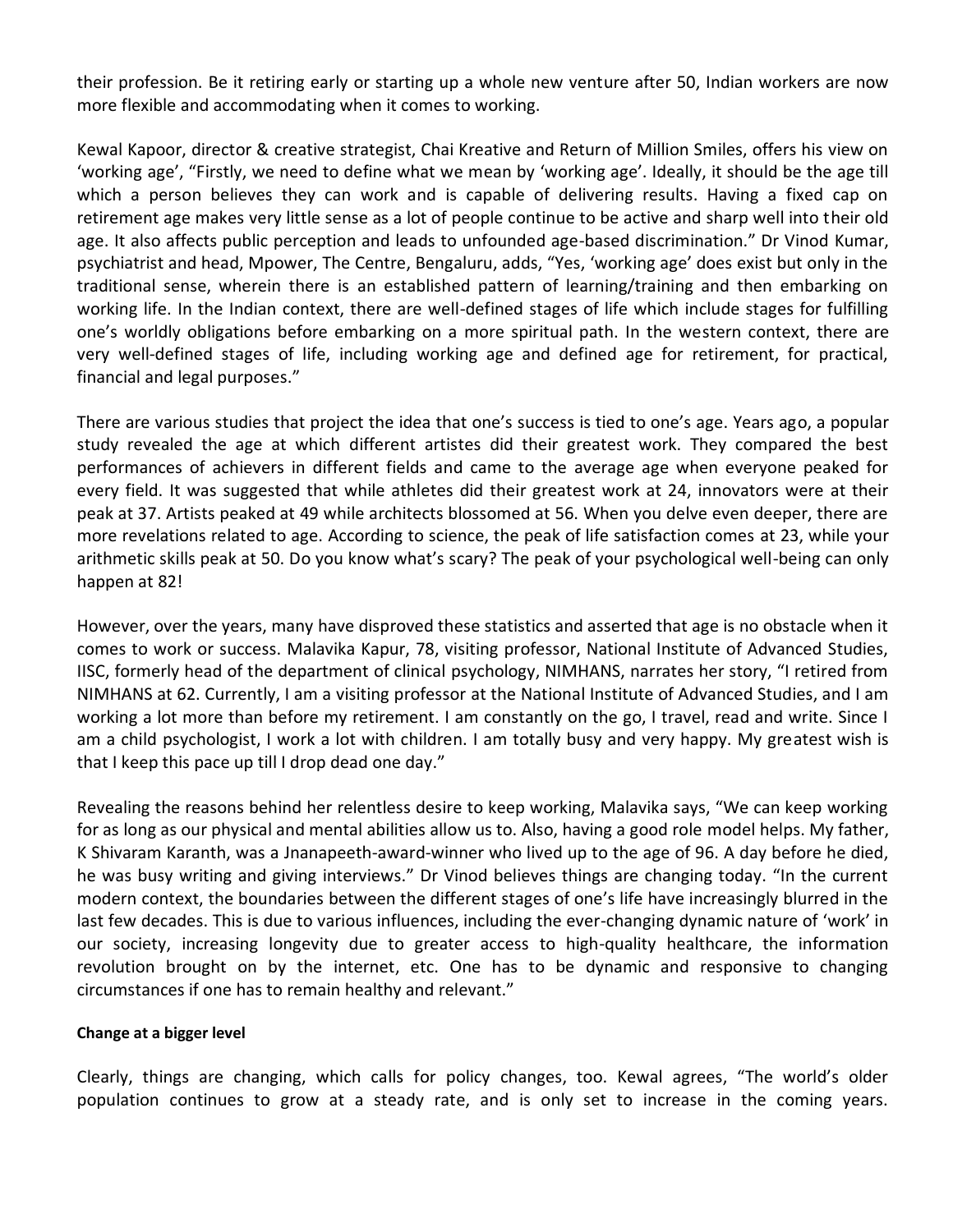their profession. Be it retiring early or starting up a whole new venture after 50, Indian workers are now more flexible and accommodating when it comes to working.

Kewal Kapoor, director & creative strategist, Chai Kreative and Return of Million Smiles, offers his view on 'working age', "Firstly, we need to define what we mean by 'working age'. Ideally, it should be the age till which a person believes they can work and is capable of delivering results. Having a fixed cap on retirement age makes very little sense as a lot of people continue to be active and sharp well into their old age. It also affects public perception and leads to unfounded age-based discrimination." Dr Vinod Kumar, psychiatrist and head, Mpower, The Centre, Bengaluru, adds, "Yes, 'working age' does exist but only in the traditional sense, wherein there is an established pattern of learning/training and then embarking on working life. In the Indian context, there are well-defined stages of life which include stages for fulfilling one's worldly obligations before embarking on a more spiritual path. In the western context, there are very well-defined stages of life, including working age and defined age for retirement, for practical, financial and legal purposes."

There are various studies that project the idea that one's success is tied to one's age. Years ago, a popular study revealed the age at which different artistes did their greatest work. They compared the best performances of achievers in different fields and came to the average age when everyone peaked for every field. It was suggested that while athletes did their greatest work at 24, innovators were at their peak at 37. Artists peaked at 49 while architects blossomed at 56. When you delve even deeper, there are more revelations related to age. According to science, the peak of life satisfaction comes at 23, while your arithmetic skills peak at 50. Do you know what's scary? The peak of your psychological well-being can only happen at 82!

However, over the years, many have disproved these statistics and asserted that age is no obstacle when it comes to work or success. Malavika Kapur, 78, visiting professor, National Institute of Advanced Studies, IISC, formerly head of the department of clinical psychology, NIMHANS, narrates her story, "I retired from NIMHANS at 62. Currently, I am a visiting professor at the National Institute of Advanced Studies, and I am working a lot more than before my retirement. I am constantly on the go, I travel, read and write. Since I am a child psychologist, I work a lot with children. I am totally busy and very happy. My greatest wish is that I keep this pace up till I drop dead one day."

Revealing the reasons behind her relentless desire to keep working, Malavika says, "We can keep working for as long as our physical and mental abilities allow us to. Also, having a good role model helps. My father, K Shivaram Karanth, was a Jnanapeeth-award-winner who lived up to the age of 96. A day before he died, he was busy writing and giving interviews." Dr Vinod believes things are changing today. "In the current modern context, the boundaries between the different stages of one's life have increasingly blurred in the last few decades. This is due to various influences, including the ever-changing dynamic nature of 'work' in our society, increasing longevity due to greater access to high-quality healthcare, the information revolution brought on by the internet, etc. One has to be dynamic and responsive to changing circumstances if one has to remain healthy and relevant."

**Change at a bigger level**

Clearly, things are changing, which calls for policy changes, too. Kewal agrees, "The world's older population continues to grow at a steady rate, and is only set to increase in the coming years.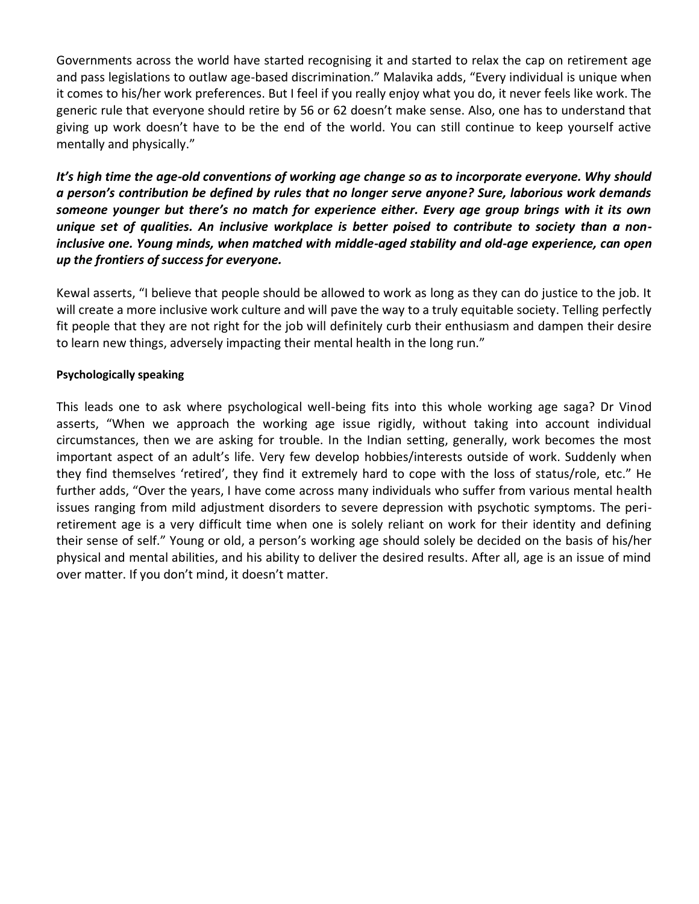Governments across the world have started recognising it and started to relax the cap on retirement age and pass legislations to outlaw age-based discrimination." Malavika adds, "Every individual is unique when it comes to his/her work preferences. But I feel if you really enjoy what you do, it never feels like work. The generic rule that everyone should retire by 56 or 62 doesn't make sense. Also, one has to understand that giving up work doesn't have to be the end of the world. You can still continue to keep yourself active mentally and physically."

***It's high time the age-old conventions of working age change so as to incorporate everyone. Why should a person's contribution be defined by rules that no longer serve anyone? Sure, laborious work demands someone younger but there's no match for experience either. Every age group brings with it its own unique set of qualities. An inclusive workplace is better poised to contribute to society than a non-inclusive one. Young minds, when matched with middle-aged stability and old-age experience, can open up the frontiers of success for everyone.***

Kewal asserts, "I believe that people should be allowed to work as long as they can do justice to the job. It will create a more inclusive work culture and will pave the way to a truly equitable society. Telling perfectly fit people that they are not right for the job will definitely curb their enthusiasm and dampen their desire to learn new things, adversely impacting their mental health in the long run."

**Psychologically speaking**

This leads one to ask where psychological well-being fits into this whole working age saga? Dr Vinod asserts, "When we approach the working age issue rigidly, without taking into account individual circumstances, then we are asking for trouble. In the Indian setting, generally, work becomes the most important aspect of an adult's life. Very few develop hobbies/interests outside of work. Suddenly when they find themselves 'retired', they find it extremely hard to cope with the loss of status/role, etc." He further adds, "Over the years, I have come across many individuals who suffer from various mental health issues ranging from mild adjustment disorders to severe depression with psychotic symptoms. The peri-retirement age is a very difficult time when one is solely reliant on work for their identity and defining their sense of self." Young or old, a person's working age should solely be decided on the basis of his/her physical and mental abilities, and his ability to deliver the desired results. After all, age is an issue of mind over matter. If you don't mind, it doesn't matter.